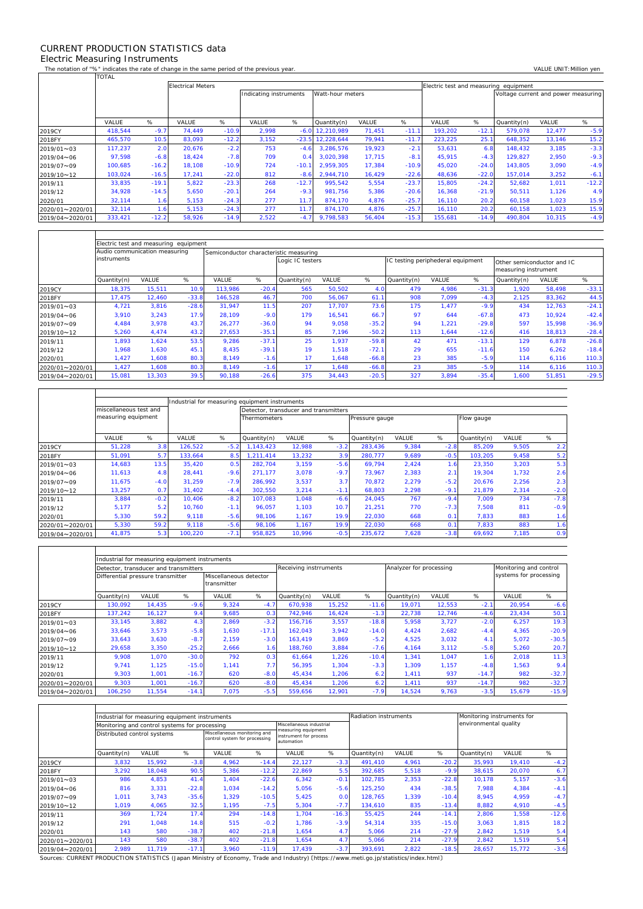# CURRENT PRODUCTION STATISTICS data

## Electric Measuring Instruments

The notation of "%" indicates the rate of change in the same period of the previous year.

VALUE UNIT:Million yen

| | TOTAL | | Electrical Meters | | | | | | | Electric test and measuring equipment | | | | |
|---|---|---|---|---|---|---|---|---|---|---|---|---|---|---|
| | | | | | Indicating instruments | | Watt-hour meters | | | | | Voltage current and power measuring | | |
| | VALUE | % | VALUE | % | VALUE | % | Quantity(n) | VALUE | % | VALUE | % | Quantity(n) | VALUE | % |
| 2019CY | 418,544 | -9.7 | 74,449 | -10.9 | 2,998 | -6.0 | 12,210,989 | 71,451 | -11.1 | 193,202 | -12.1 | 579,078 | 12,477 | -5.9 |
| 2018FY | 465,570 | 10.5 | 83,093 | -12.2 | 3,152 | -23.5 | 12,228,644 | 79,941 | -11.7 | 223,225 | 25.1 | 648,352 | 13,146 | 15.2 |
| 2019/01～03 | 117,237 | 2.0 | 20,676 | -2.2 | 753 | -4.6 | 3,286,576 | 19,923 | -2.1 | 53,631 | 6.8 | 148,432 | 3,185 | -3.3 |
| 2019/04～06 | 97,598 | -6.8 | 18,424 | -7.8 | 709 | 0.4 | 3,020,398 | 17,715 | -8.1 | 45,915 | -4.3 | 129,827 | 2,950 | -9.3 |
| 2019/07～09 | 100,685 | -16.2 | 18,108 | -10.9 | 724 | -10.1 | 2,959,305 | 17,384 | -10.9 | 45,020 | -24.0 | 143,805 | 3,090 | -4.9 |
| 2019/10～12 | 103,024 | -16.5 | 17,241 | -22.0 | 812 | -8.6 | 2,944,710 | 16,429 | -22.6 | 48,636 | -22.0 | 157,014 | 3,252 | -6.1 |
| 2019/11 | 33,835 | -19.1 | 5,822 | -23.3 | 268 | -12.7 | 995,542 | 5,554 | -23.7 | 15,805 | -24.2 | 52,682 | 1,011 | -12.2 |
| 2019/12 | 34,928 | -14.5 | 5,650 | -20.1 | 264 | -9.3 | 981,756 | 5,386 | -20.6 | 16,368 | -21.9 | 50,511 | 1,126 | 4.9 |
| 2020/01 | 32,114 | 1.6 | 5,153 | -24.3 | 277 | 11.7 | 874,170 | 4,876 | -25.7 | 16,110 | 20.2 | 60,158 | 1,023 | 15.9 |
| 2020/01～2020/01 | 32,114 | 1.6 | 5,153 | -24.3 | 277 | 11.7 | 874,170 | 4,876 | -25.7 | 16,110 | 20.2 | 60,158 | 1,023 | 15.9 |
| 2019/04～2020/01 | 333,421 | -12.2 | 58,926 | -14.9 | 2,522 | -4.7 | 9,798,583 | 56,404 | -15.3 | 155,681 | -14.9 | 490,804 | 10,315 | -4.9 |

| | Electric test and measuring equipment | | | | | | | | | | | | | |
|---|---|---|---|---|---|---|---|---|---|---|---|---|---|---|
| | Audio communication measuring instruments | | | Semiconductor characteristic measuring | | | | | | | | | | |
| | | | | | | Logic IC testers | | | IC testing periphederal equipment | | | Other semiconductor and IC measuring instrument | | |
| | Quantity(n) | VALUE | % | VALUE | % | Quantity(n) | VALUE | % | Quantity(n) | VALUE | % | Quantity(n) | VALUE | % |
| 2019CY | 18,375 | 15,511 | 10.9 | 113,986 | -20.4 | 565 | 50,502 | 4.0 | 479 | 4,986 | -31.3 | 1,920 | 58,498 | -33.1 |
| 2018FY | 17,475 | 12,460 | -33.8 | 146,528 | 46.7 | 700 | 56,067 | 61.1 | 908 | 7,099 | -4.3 | 2,125 | 83,362 | 44.5 |
| 2019/01～03 | 4,721 | 3,816 | -28.6 | 31,947 | 11.5 | 207 | 17,707 | 73.6 | 175 | 1,477 | -9.9 | 434 | 12,763 | -24.1 |
| 2019/04～06 | 3,910 | 3,243 | 17.9 | 28,109 | -9.0 | 179 | 16,541 | 66.7 | 97 | 644 | -67.8 | 473 | 10,924 | -42.4 |
| 2019/07～09 | 4,484 | 3,978 | 43.7 | 26,277 | -36.0 | 94 | 9,058 | -35.2 | 94 | 1,221 | -29.8 | 597 | 15,998 | -36.9 |
| 2019/10～12 | 5,260 | 4,474 | 43.2 | 27,653 | -35.1 | 85 | 7,196 | -50.2 | 113 | 1,644 | -12.6 | 416 | 18,813 | -28.4 |
| 2019/11 | 1,893 | 1,624 | 53.5 | 9,286 | -37.1 | 25 | 1,937 | -59.8 | 42 | 471 | -13.1 | 129 | 6,878 | -26.8 |
| 2019/12 | 1,968 | 1,630 | 45.1 | 8,435 | -39.1 | 19 | 1,518 | -72.1 | 29 | 655 | -11.6 | 150 | 6,262 | -18.4 |
| 2020/01 | 1,427 | 1,608 | 80.3 | 8,149 | -1.6 | 17 | 1,648 | -66.8 | 23 | 385 | -5.9 | 114 | 6,116 | 110.3 |
| 2020/01～2020/01 | 1,427 | 1,608 | 80.3 | 8,149 | -1.6 | 17 | 1,648 | -66.8 | 23 | 385 | -5.9 | 114 | 6,116 | 110.3 |
| 2019/04～2020/01 | 15,081 | 13,303 | 39.5 | 90,188 | -26.6 | 375 | 34,443 | -20.5 | 327 | 3,894 | -35.4 | 1,600 | 51,851 | -29.5 |

| | miscellaneous test and measuring equipment | | Industrial for measuring equipment instruments | | | | | | | | | | | |
|---|---|---|---|---|---|---|---|---|---|---|---|---|---|---|
| | | | | | Detector, transducer and transmitters | | | | | | | | | |
| | | | | | Thermometers | | | Pressure gauge | | | Flow gauge | | | |
| | VALUE | % | VALUE | % | Quantity(n) | VALUE | % | Quantity(n) | VALUE | % | Quantity(n) | VALUE | % | |
| 2019CY | 51,228 | 3.8 | 126,522 | -5.2 | 1,143,423 | 12,988 | -3.2 | 283,436 | 9,384 | -2.8 | 85,209 | 9,505 | 2.2 | |
| 2018FY | 51,091 | 5.7 | 133,664 | 8.5 | 1,211,414 | 13,232 | 3.9 | 280,777 | 9,689 | -0.5 | 103,205 | 9,458 | 5.2 | |
| 2019/01～03 | 14,683 | 13.5 | 35,420 | 0.5 | 282,704 | 3,159 | -5.6 | 69,794 | 2,424 | 1.6 | 23,350 | 3,203 | 5.3 | |
| 2019/04～06 | 11,613 | 4.8 | 28,441 | -9.6 | 271,177 | 3,078 | -9.7 | 73,967 | 2,383 | 2.1 | 19,304 | 1,732 | 2.6 | |
| 2019/07～09 | 11,675 | -4.0 | 31,259 | -7.9 | 286,992 | 3,537 | 3.7 | 70,872 | 2,279 | -5.2 | 20,676 | 2,256 | 2.3 | |
| 2019/10～12 | 13,257 | 0.7 | 31,402 | -4.4 | 302,550 | 3,214 | -1.1 | 68,803 | 2,298 | -9.1 | 21,879 | 2,314 | -2.0 | |
| 2019/11 | 3,884 | -0.2 | 10,406 | -8.2 | 107,083 | 1,048 | -6.6 | 24,045 | 767 | -9.4 | 7,009 | 734 | -7.8 | |
| 2019/12 | 5,177 | 5.2 | 10,760 | -1.1 | 96,057 | 1,103 | 10.7 | 21,251 | 770 | -7.3 | 7,508 | 811 | -0.9 | |
| 2020/01 | 5,330 | 59.2 | 9,118 | -5.6 | 98,106 | 1,167 | 19.9 | 22,030 | 668 | 0.1 | 7,833 | 883 | 1.6 | |
| 2020/01～2020/01 | 5,330 | 59.2 | 9,118 | -5.6 | 98,106 | 1,167 | 19.9 | 22,030 | 668 | 0.1 | 7,833 | 883 | 1.6 | |
| 2019/04～2020/01 | 41,875 | 5.3 | 100,220 | -7.1 | 958,825 | 10,996 | -0.5 | 235,672 | 7,628 | -3.8 | 69,692 | 7,185 | 0.9 | |

| | Industrial for measuring equipment instruments | | | | | | | | | | | | |
|---|---|---|---|---|---|---|---|---|---|---|---|---|---|
| | Detector, transducer and transmitters | | | | | Receiving instrruments | | | Analyzer for processing | | | Monitoring and control systems for processing | |
| | Differential pressure transmitter | | | Miscellaneous detector transmitter | | | | | | | | | |
| | Quantity(n) | VALUE | % | VALUE | % | Quantity(n) | VALUE | % | Quantity(n) | VALUE | % | VALUE | % |
| 2019CY | 130,092 | 14,435 | -9.6 | 9,324 | -4.7 | 670,938 | 15,252 | -11.6 | 19,071 | 12,553 | -2.1 | 20,954 | -6.6 |
| 2018FY | 137,242 | 16,127 | 9.4 | 9,685 | 0.3 | 742,946 | 16,424 | -1.3 | 22,738 | 12,746 | -4.6 | 23,434 | 50.1 |
| 2019/01～03 | 33,145 | 3,882 | 4.3 | 2,869 | -3.2 | 156,716 | 3,557 | -18.8 | 5,958 | 3,727 | -2.0 | 6,257 | 19.3 |
| 2019/04～06 | 33,646 | 3,573 | -5.8 | 1,630 | -17.1 | 162,043 | 3,942 | -14.0 | 4,424 | 2,682 | -4.4 | 4,365 | -20.9 |
| 2019/07～09 | 33,643 | 3,630 | -8.7 | 2,159 | -3.0 | 163,419 | 3,869 | -5.2 | 4,525 | 3,032 | 4.1 | 5,072 | -30.5 |
| 2019/10～12 | 29,658 | 3,350 | -25.2 | 2,666 | 1.6 | 188,760 | 3,884 | -7.6 | 4,164 | 3,112 | -5.8 | 5,260 | 20.7 |
| 2019/11 | 9,908 | 1,070 | -30.0 | 792 | 0.3 | 61,664 | 1,226 | -10.4 | 1,341 | 1,047 | 1.6 | 2,018 | 11.3 |
| 2019/12 | 9,741 | 1,125 | -15.0 | 1,141 | 7.7 | 56,395 | 1,304 | -3.3 | 1,309 | 1,157 | -4.8 | 1,563 | 9.4 |
| 2020/01 | 9,303 | 1,001 | -16.7 | 620 | -8.0 | 45,434 | 1,206 | 6.2 | 1,411 | 937 | -14.7 | 982 | -32.7 |
| 2020/01～2020/01 | 9,303 | 1,001 | -16.7 | 620 | -8.0 | 45,434 | 1,206 | 6.2 | 1,411 | 937 | -14.7 | 982 | -32.7 |
| 2019/04～2020/01 | 106,250 | 11,554 | -14.1 | 7,075 | -5.5 | 559,656 | 12,901 | -7.9 | 14,524 | 9,763 | -3.5 | 15,679 | -15.9 |

| | Industrial for measuring equipment instruments | | | | | | | Radiation instruments | | | Monitoring instruments for environmental quality | | |
|---|---|---|---|---|---|---|---|---|---|---|---|---|---|
| | Monitoring and control systems for processing | | | | | Miscellaneous industrial measuring equipment instrument for process automation | | | | | | | |
| | Distributed control systems | | | Miscellaneous monitoring and control system for processing | | | | | | | | | |
| | Quantity(n) | VALUE | % | VALUE | % | VALUE | % | Quantity(n) | VALUE | % | Quantity(n) | VALUE | % |
| 2019CY | 3,832 | 15,992 | -3.8 | 4,962 | -14.4 | 22,127 | -3.3 | 491,410 | 4,961 | -20.2 | 35,993 | 19,410 | -4.2 |
| 2018FY | 3,292 | 18,048 | 90.5 | 5,386 | -12.2 | 22,869 | 5.5 | 392,685 | 5,518 | -9.9 | 38,615 | 20,070 | 6.7 |
| 2019/01～03 | 986 | 4,853 | 41.4 | 1,404 | -22.6 | 6,342 | -0.1 | 102,785 | 2,353 | -22.8 | 10,178 | 5,157 | -3.6 |
| 2019/04～06 | 816 | 3,331 | -22.8 | 1,034 | -14.2 | 5,056 | -5.6 | 125,250 | 434 | -38.5 | 7,988 | 4,384 | -4.1 |
| 2019/07～09 | 1,011 | 3,743 | -35.6 | 1,329 | -10.5 | 5,425 | 0.0 | 128,765 | 1,339 | -10.4 | 8,945 | 4,959 | -4.7 |
| 2019/10～12 | 1,019 | 4,065 | 32.5 | 1,195 | -7.5 | 5,304 | -7.7 | 134,610 | 835 | -13.4 | 8,882 | 4,910 | -4.5 |
| 2019/11 | 369 | 1,724 | 17.4 | 294 | -14.8 | 1,704 | -16.3 | 55,425 | 244 | -14.1 | 2,806 | 1,558 | -12.6 |
| 2019/12 | 291 | 1,048 | 14.8 | 515 | -0.2 | 1,786 | -3.9 | 54,314 | 335 | -15.0 | 3,063 | 1,815 | 18.2 |
| 2020/01 | 143 | 580 | -38.7 | 402 | -21.8 | 1,654 | 4.7 | 5,066 | 214 | -27.9 | 2,842 | 1,519 | 5.4 |
| 2020/01～2020/01 | 143 | 580 | -38.7 | 402 | -21.8 | 1,654 | 4.7 | 5,066 | 214 | -27.9 | 2,842 | 1,519 | 5.4 |
| 2019/04～2020/01 | 2,989 | 11,719 | -17.1 | 3,960 | -11.9 | 17,439 | -3.7 | 393,691 | 2,822 | -18.5 | 28,657 | 15,772 | -3.6 |

Sources: CURRENT PRODUCTION STATISTICS (Japan Ministry of Economy, Trade and Industry) 〔https://www.meti.go.jp/statistics/index.html〕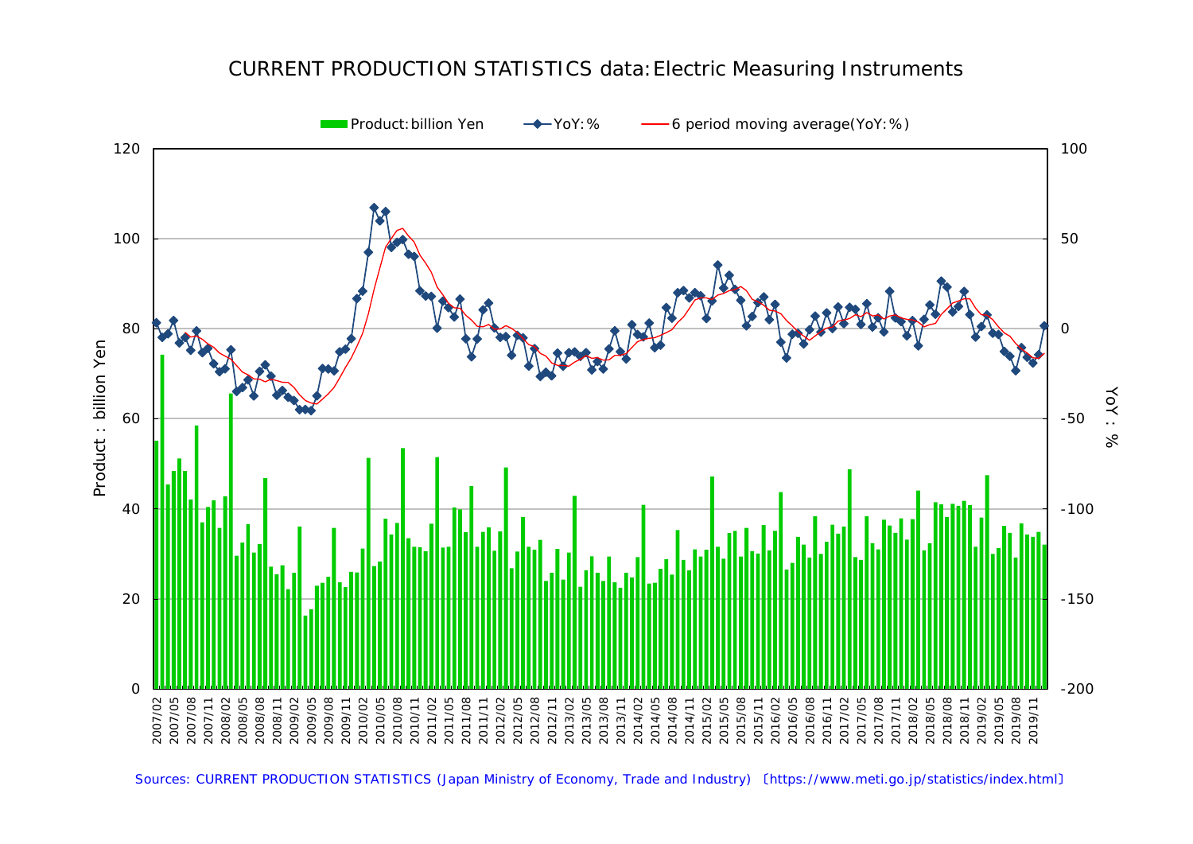CURRENT PRODUCTION STATISTICS data:Electric Measuring Instruments

Product:billion Yen
YoY:%
6 period moving average(YoY:%)

Product : billion Yen

YoY : %

120
100
80
60
40
20
0

100
50
0
-50
-100
-150
-200

2007/02
2007/05
2007/08
2007/11
2008/02
2008/05
2008/08
2008/11
2009/02
2009/05
2009/08
2009/11
2010/02
2010/05
2010/08
2010/11
2011/02
2011/05
2011/08
2011/11
2012/02
2012/05
2012/08
2012/11
2013/02
2013/05
2013/08
2013/11
2014/02
2014/05
2014/08
2014/11
2015/02
2015/05
2015/08
2015/11
2016/02
2016/05
2016/08
2016/11
2017/02
2017/05
2017/08
2017/11
2018/02
2018/05
2018/08
2018/11
2019/02
2019/05
2019/08
2019/11

Sources: CURRENT PRODUCTION STATISTICS (Japan Ministry of Economy, Trade and Industry) 〔https://www.meti.go.jp/statistics/index.html〕